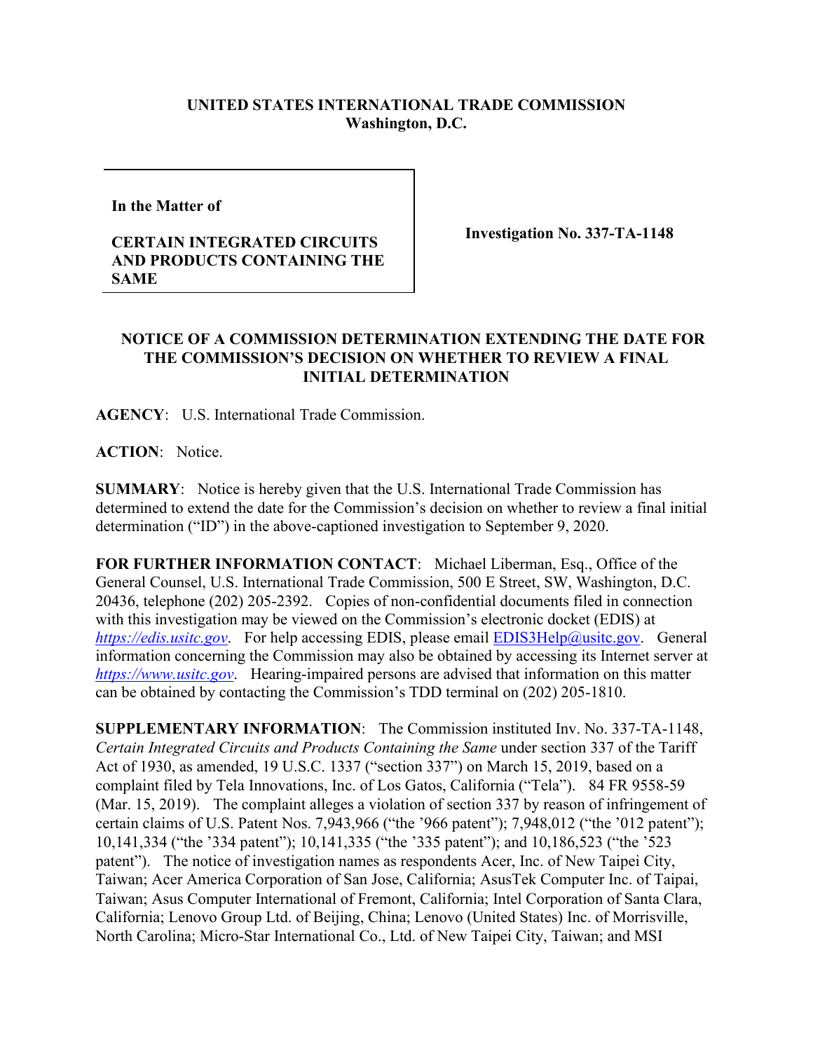**UNITED STATES INTERNATIONAL TRADE COMMISSION**
**Washington, D.C.**

| | |
|---|---|
| **In the Matter of**<br><br>**CERTAIN INTEGRATED CIRCUITS AND PRODUCTS CONTAINING THE SAME** | **Investigation No. 337-TA-1148** |

**NOTICE OF A COMMISSION DETERMINATION EXTENDING THE DATE FOR THE COMMISSION'S DECISION ON WHETHER TO REVIEW A FINAL INITIAL DETERMINATION**

**AGENCY**: U.S. International Trade Commission.

**ACTION**: Notice.

**SUMMARY**: Notice is hereby given that the U.S. International Trade Commission has determined to extend the date for the Commission's decision on whether to review a final initial determination ("ID") in the above-captioned investigation to September 9, 2020.

**FOR FURTHER INFORMATION CONTACT**: Michael Liberman, Esq., Office of the General Counsel, U.S. International Trade Commission, 500 E Street, SW, Washington, D.C. 20436, telephone (202) 205-2392. Copies of non-confidential documents filed in connection with this investigation may be viewed on the Commission's electronic docket (EDIS) at *https://edis.usitc.gov*. For help accessing EDIS, please email EDIS3Help@usitc.gov. General information concerning the Commission may also be obtained by accessing its Internet server at *https://www.usitc.gov*. Hearing-impaired persons are advised that information on this matter can be obtained by contacting the Commission's TDD terminal on (202) 205-1810.

**SUPPLEMENTARY INFORMATION**: The Commission instituted Inv. No. 337-TA-1148, *Certain Integrated Circuits and Products Containing the Same* under section 337 of the Tariff Act of 1930, as amended, 19 U.S.C. 1337 ("section 337") on March 15, 2019, based on a complaint filed by Tela Innovations, Inc. of Los Gatos, California ("Tela"). 84 FR 9558-59 (Mar. 15, 2019). The complaint alleges a violation of section 337 by reason of infringement of certain claims of U.S. Patent Nos. 7,943,966 ("the '966 patent"); 7,948,012 ("the '012 patent"); 10,141,334 ("the '334 patent"); 10,141,335 ("the '335 patent"); and 10,186,523 ("the '523 patent"). The notice of investigation names as respondents Acer, Inc. of New Taipei City, Taiwan; Acer America Corporation of San Jose, California; AsusTek Computer Inc. of Taipai, Taiwan; Asus Computer International of Fremont, California; Intel Corporation of Santa Clara, California; Lenovo Group Ltd. of Beijing, China; Lenovo (United States) Inc. of Morrisville, North Carolina; Micro-Star International Co., Ltd. of New Taipei City, Taiwan; and MSI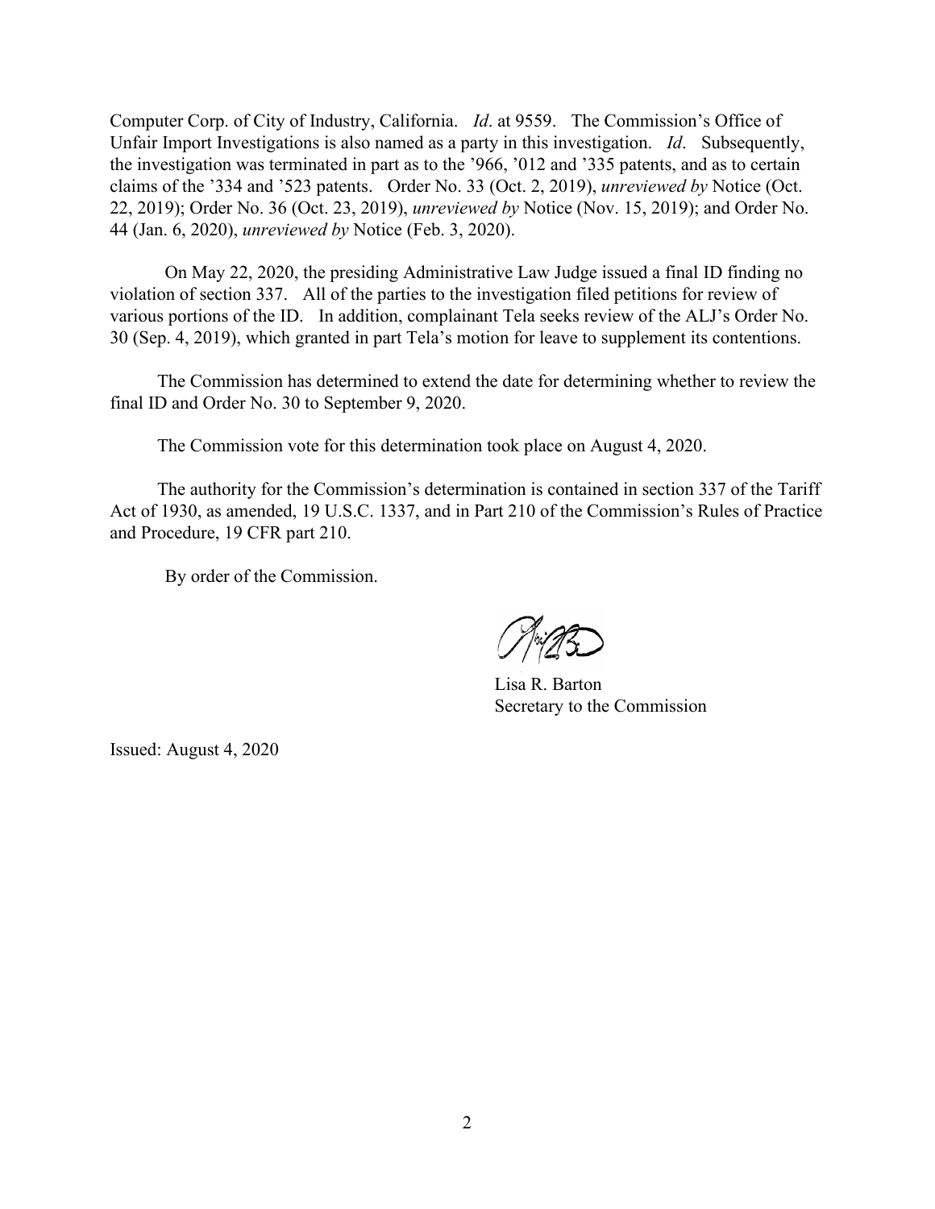Computer Corp. of City of Industry, California. *Id*. at 9559. The Commission's Office of Unfair Import Investigations is also named as a party in this investigation. *Id*. Subsequently, the investigation was terminated in part as to the '966, '012 and '335 patents, and as to certain claims of the '334 and '523 patents. Order No. 33 (Oct. 2, 2019), *unreviewed by* Notice (Oct. 22, 2019); Order No. 36 (Oct. 23, 2019), *unreviewed by* Notice (Nov. 15, 2019); and Order No. 44 (Jan. 6, 2020), *unreviewed by* Notice (Feb. 3, 2020).

On May 22, 2020, the presiding Administrative Law Judge issued a final ID finding no violation of section 337. All of the parties to the investigation filed petitions for review of various portions of the ID. In addition, complainant Tela seeks review of the ALJ's Order No. 30 (Sep. 4, 2019), which granted in part Tela's motion for leave to supplement its contentions.

The Commission has determined to extend the date for determining whether to review the final ID and Order No. 30 to September 9, 2020.

The Commission vote for this determination took place on August 4, 2020.

The authority for the Commission's determination is contained in section 337 of the Tariff Act of 1930, as amended, 19 U.S.C. 1337, and in Part 210 of the Commission's Rules of Practice and Procedure, 19 CFR part 210.

By order of the Commission.

Lisa R. Barton
Secretary to the Commission

Issued: August 4, 2020